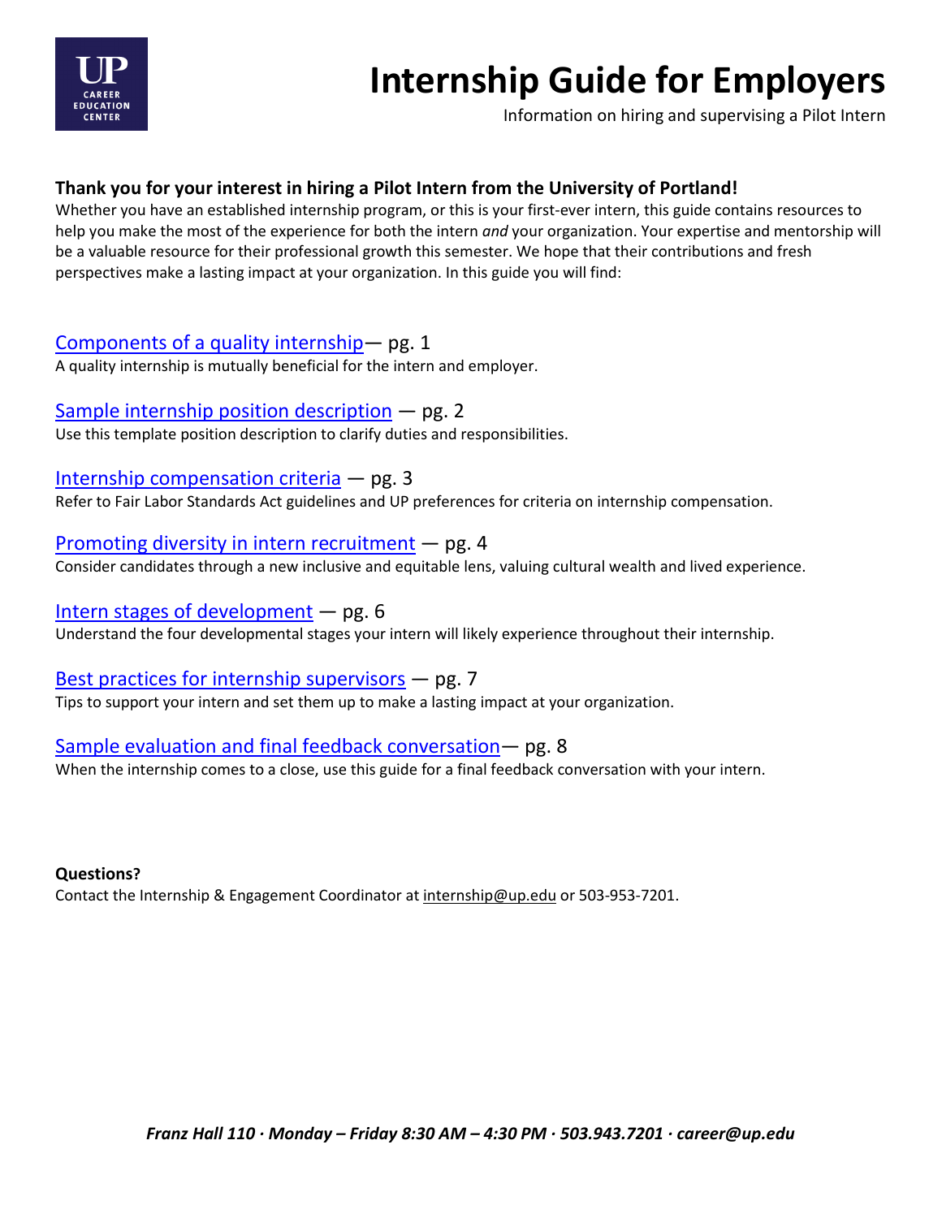# Internship Guide for Employers

Information on hiring and supervising a Pilot Intern

**Thank you for your interest in hiring a Pilot Intern from the University of Portland!**

Whether you have an established internship program, or this is your first-ever intern, this guide contains resources to help you make the most of the experience for both the intern *and* your organization. Your expertise and mentorship will be a valuable resource for their professional growth this semester. We hope that their contributions and fresh perspectives make a lasting impact at your organization. In this guide you will find:

Components of a quality internship— pg. 1
A quality internship is mutually beneficial for the intern and employer.

Sample internship position description — pg. 2
Use this template position description to clarify duties and responsibilities.

Internship compensation criteria — pg. 3
Refer to Fair Labor Standards Act guidelines and UP preferences for criteria on internship compensation.

Promoting diversity in intern recruitment — pg. 4
Consider candidates through a new inclusive and equitable lens, valuing cultural wealth and lived experience.

Intern stages of development — pg. 6
Understand the four developmental stages your intern will likely experience throughout their internship.

Best practices for internship supervisors — pg. 7
Tips to support your intern and set them up to make a lasting impact at your organization.

Sample evaluation and final feedback conversation— pg. 8
When the internship comes to a close, use this guide for a final feedback conversation with your intern.

**Questions?**
Contact the Internship & Engagement Coordinator at internship@up.edu or 503-953-7201.

*Franz Hall 110 · Monday – Friday 8:30 AM – 4:30 PM · 503.943.7201 · career@up.edu*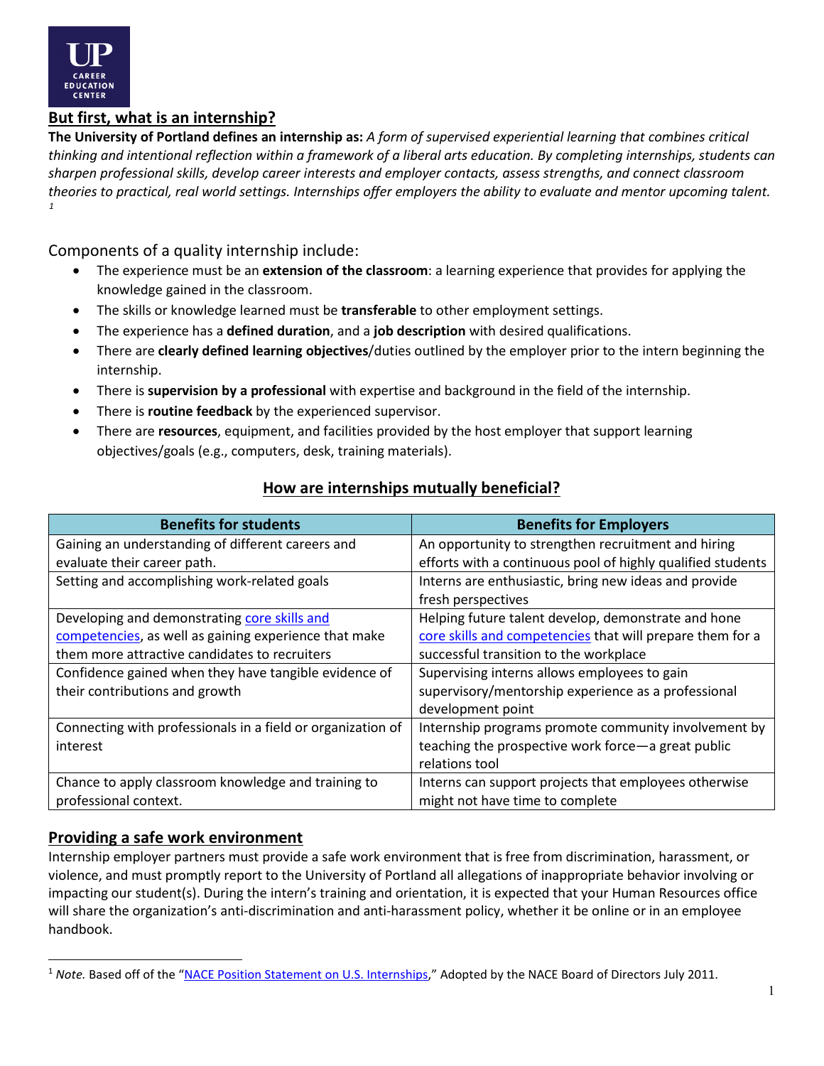## But first, what is an internship?

**The University of Portland defines an internship as:** *A form of supervised experiential learning that combines critical thinking and intentional reflection within a framework of a liberal arts education. By completing internships, students can sharpen professional skills, develop career interests and employer contacts, assess strengths, and connect classroom theories to practical, real world settings. Internships offer employers the ability to evaluate and mentor upcoming talent.* [1]

Components of a quality internship include:

- The experience must be an **extension of the classroom**: a learning experience that provides for applying the knowledge gained in the classroom.
- The skills or knowledge learned must be **transferable** to other employment settings.
- The experience has a **defined duration**, and a **job description** with desired qualifications.
- There are **clearly defined learning objectives**/duties outlined by the employer prior to the intern beginning the internship.
- There is **supervision by a professional** with expertise and background in the field of the internship.
- There is **routine feedback** by the experienced supervisor.
- There are **resources**, equipment, and facilities provided by the host employer that support learning objectives/goals (e.g., computers, desk, training materials).

## How are internships mutually beneficial?

| Benefits for students | Benefits for Employers |
| --- | --- |
| Gaining an understanding of different careers and evaluate their career path. | An opportunity to strengthen recruitment and hiring efforts with a continuous pool of highly qualified students |
| Setting and accomplishing work-related goals | Interns are enthusiastic, bring new ideas and provide fresh perspectives |
| Developing and demonstrating core skills and competencies, as well as gaining experience that make them more attractive candidates to recruiters | Helping future talent develop, demonstrate and hone core skills and competencies that will prepare them for a successful transition to the workplace |
| Confidence gained when they have tangible evidence of their contributions and growth | Supervising interns allows employees to gain supervisory/mentorship experience as a professional development point |
| Connecting with professionals in a field or organization of interest | Internship programs promote community involvement by teaching the prospective work force—a great public relations tool |
| Chance to apply classroom knowledge and training to professional context. | Interns can support projects that employees otherwise might not have time to complete |

## Providing a safe work environment

Internship employer partners must provide a safe work environment that is free from discrimination, harassment, or violence, and must promptly report to the University of Portland all allegations of inappropriate behavior involving or impacting our student(s). During the intern's training and orientation, it is expected that your Human Resources office will share the organization's anti-discrimination and anti-harassment policy, whether it be online or in an employee handbook.

---

[1] *Note.* Based off of the "NACE Position Statement on U.S. Internships," Adopted by the NACE Board of Directors July 2011.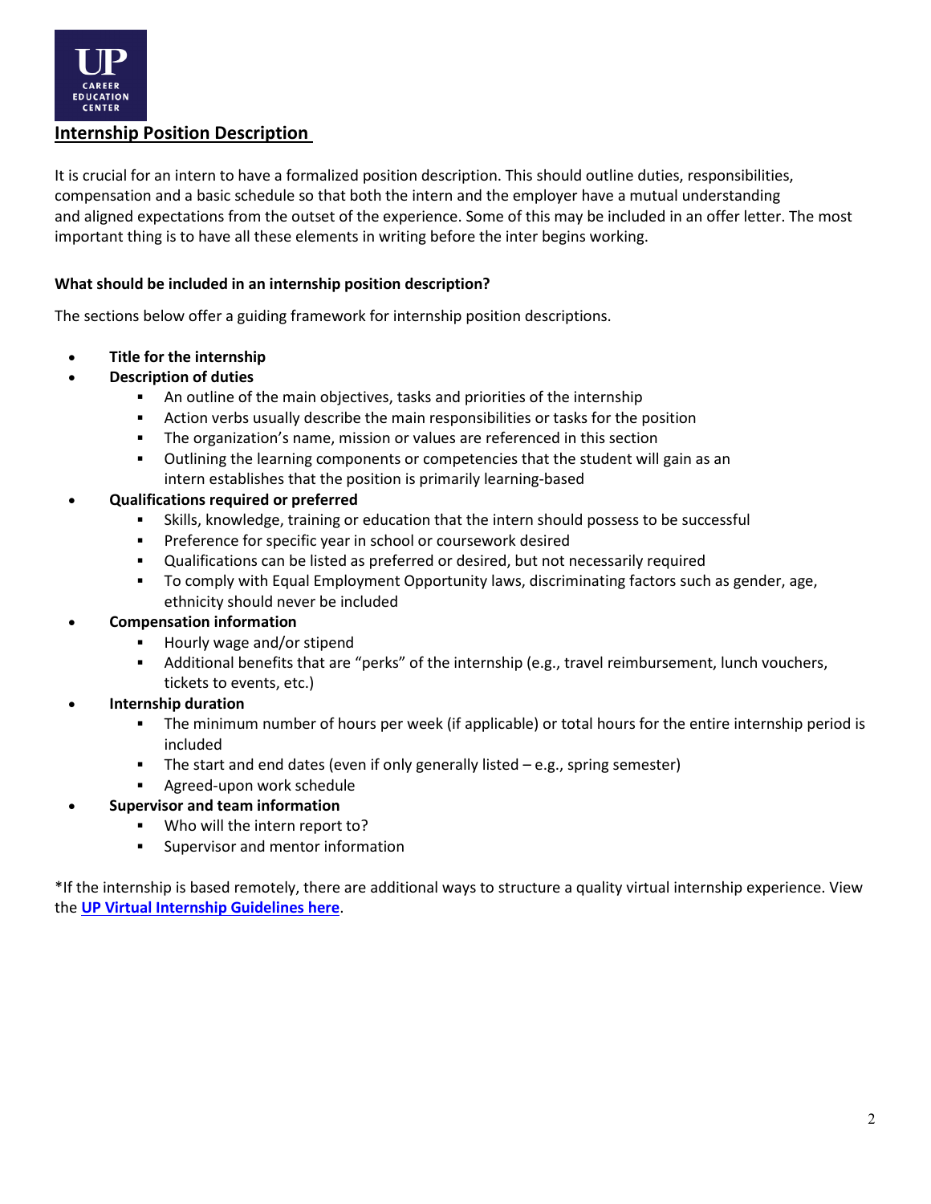UP CAREER EDUCATION CENTER

## Internship Position Description

It is crucial for an intern to have a formalized position description. This should outline duties, responsibilities, compensation and a basic schedule so that both the intern and the employer have a mutual understanding and aligned expectations from the outset of the experience. Some of this may be included in an offer letter. The most important thing is to have all these elements in writing before the inter begins working.

**What should be included in an internship position description?**

The sections below offer a guiding framework for internship position descriptions.

- **Title for the internship**
- **Description of duties**
  - An outline of the main objectives, tasks and priorities of the internship
  - Action verbs usually describe the main responsibilities or tasks for the position
  - The organization's name, mission or values are referenced in this section
  - Outlining the learning components or competencies that the student will gain as an intern establishes that the position is primarily learning-based
- **Qualifications required or preferred**
  - Skills, knowledge, training or education that the intern should possess to be successful
  - Preference for specific year in school or coursework desired
  - Qualifications can be listed as preferred or desired, but not necessarily required
  - To comply with Equal Employment Opportunity laws, discriminating factors such as gender, age, ethnicity should never be included
- **Compensation information**
  - Hourly wage and/or stipend
  - Additional benefits that are "perks" of the internship (e.g., travel reimbursement, lunch vouchers, tickets to events, etc.)
- **Internship duration**
  - The minimum number of hours per week (if applicable) or total hours for the entire internship period is included
  - The start and end dates (even if only generally listed – e.g., spring semester)
  - Agreed-upon work schedule
- **Supervisor and team information**
  - Who will the intern report to?
  - Supervisor and mentor information

*If the internship is based remotely, there are additional ways to structure a quality virtual internship experience. View the **UP Virtual Internship Guidelines here**.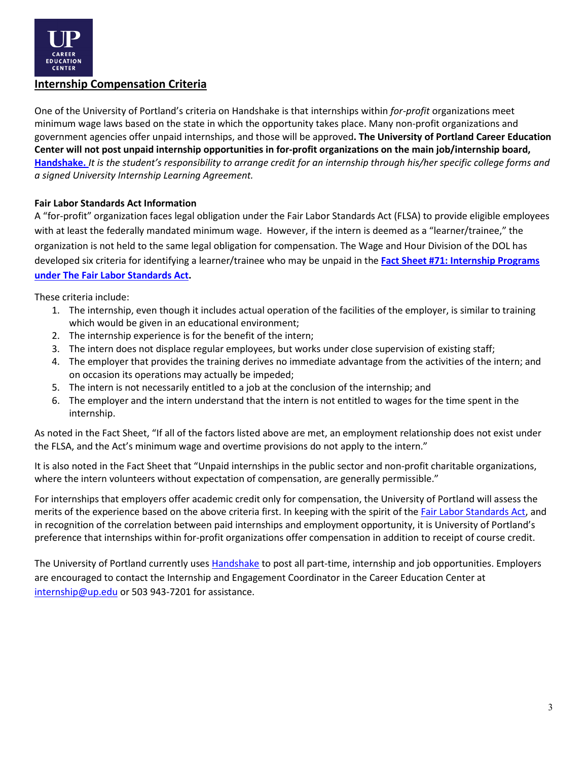## Internship Compensation Criteria

One of the University of Portland's criteria on Handshake is that internships within *for-profit* organizations meet minimum wage laws based on the state in which the opportunity takes place. Many non-profit organizations and government agencies offer unpaid internships, and those will be approved**. The University of Portland Career Education Center will not post unpaid internship opportunities in for-profit organizations on the main job/internship board, Handshake.** *It is the student's responsibility to arrange credit for an internship through his/her specific college forms and a signed University Internship Learning Agreement.*

**Fair Labor Standards Act Information**

A "for-profit" organization faces legal obligation under the Fair Labor Standards Act (FLSA) to provide eligible employees with at least the federally mandated minimum wage. However, if the intern is deemed as a "learner/trainee," the organization is not held to the same legal obligation for compensation. The Wage and Hour Division of the DOL has developed six criteria for identifying a learner/trainee who may be unpaid in the **Fact Sheet #71: Internship Programs under The Fair Labor Standards Act.**

These criteria include:

1. The internship, even though it includes actual operation of the facilities of the employer, is similar to training which would be given in an educational environment;
2. The internship experience is for the benefit of the intern;
3. The intern does not displace regular employees, but works under close supervision of existing staff;
4. The employer that provides the training derives no immediate advantage from the activities of the intern; and on occasion its operations may actually be impeded;
5. The intern is not necessarily entitled to a job at the conclusion of the internship; and
6. The employer and the intern understand that the intern is not entitled to wages for the time spent in the internship.

As noted in the Fact Sheet, "If all of the factors listed above are met, an employment relationship does not exist under the FLSA, and the Act's minimum wage and overtime provisions do not apply to the intern."

It is also noted in the Fact Sheet that "Unpaid internships in the public sector and non-profit charitable organizations, where the intern volunteers without expectation of compensation, are generally permissible."

For internships that employers offer academic credit only for compensation, the University of Portland will assess the merits of the experience based on the above criteria first. In keeping with the spirit of the Fair Labor Standards Act, and in recognition of the correlation between paid internships and employment opportunity, it is University of Portland's preference that internships within for-profit organizations offer compensation in addition to receipt of course credit.

The University of Portland currently uses Handshake to post all part-time, internship and job opportunities. Employers are encouraged to contact the Internship and Engagement Coordinator in the Career Education Center at internship@up.edu or 503 943-7201 for assistance.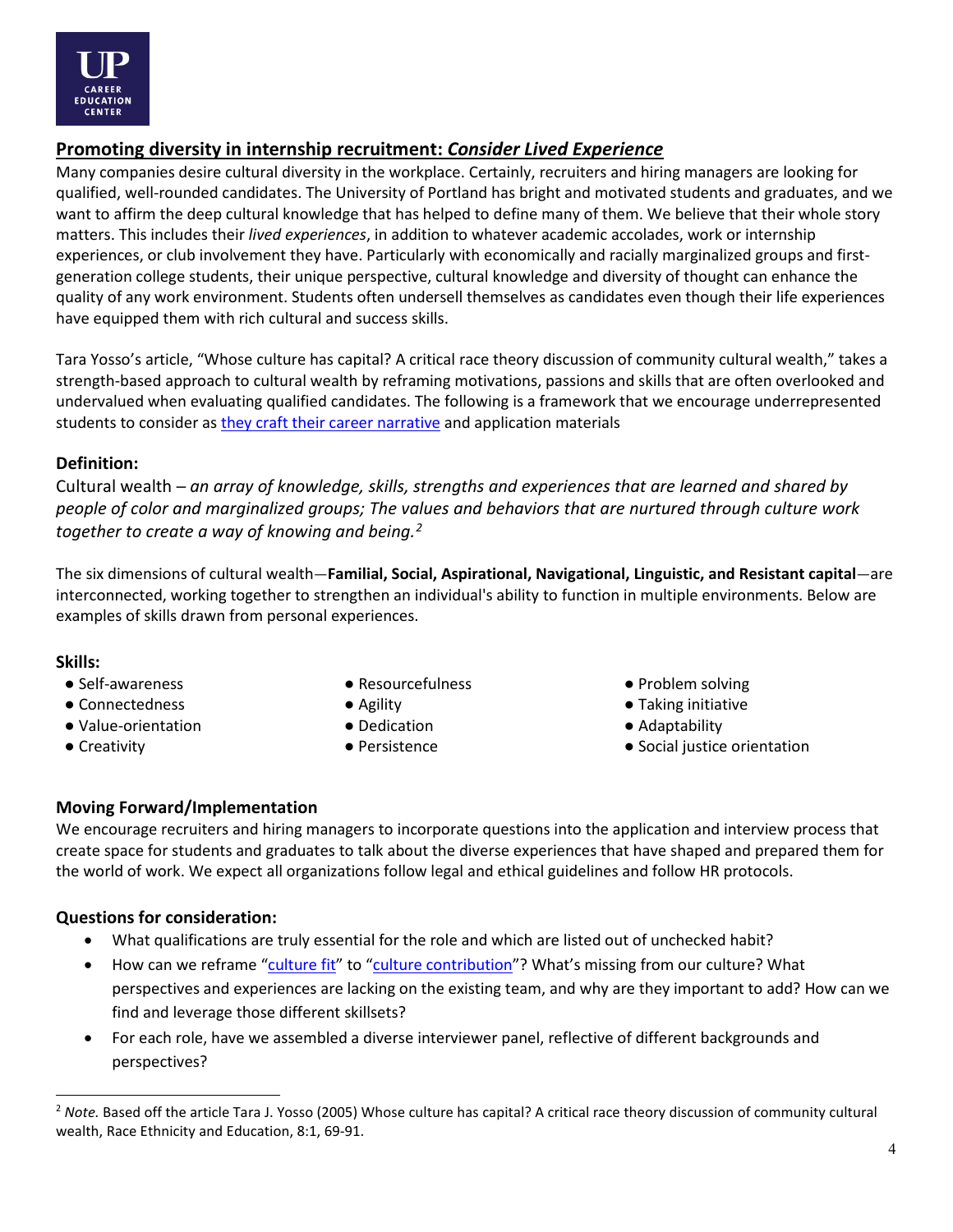UP CAREER EDUCATION CENTER

## Promoting diversity in internship recruitment: ***Consider Lived Experience***

Many companies desire cultural diversity in the workplace. Certainly, recruiters and hiring managers are looking for qualified, well-rounded candidates. The University of Portland has bright and motivated students and graduates, and we want to affirm the deep cultural knowledge that has helped to define many of them. We believe that their whole story matters. This includes their *lived experiences*, in addition to whatever academic accolades, work or internship experiences, or club involvement they have. Particularly with economically and racially marginalized groups and first-generation college students, their unique perspective, cultural knowledge and diversity of thought can enhance the quality of any work environment. Students often undersell themselves as candidates even though their life experiences have equipped them with rich cultural and success skills.

Tara Yosso's article, "Whose culture has capital? A critical race theory discussion of community cultural wealth," takes a strength-based approach to cultural wealth by reframing motivations, passions and skills that are often overlooked and undervalued when evaluating qualified candidates. The following is a framework that we encourage underrepresented students to consider as they craft their career narrative and application materials

### Definition:

Cultural wealth – *an array of knowledge, skills, strengths and experiences that are learned and shared by people of color and marginalized groups; The values and behaviors that are nurtured through culture work together to create a way of knowing and being.*[2]

The six dimensions of cultural wealth—**Familial, Social, Aspirational, Navigational, Linguistic, and Resistant capital**—are interconnected, working together to strengthen an individual's ability to function in multiple environments. Below are examples of skills drawn from personal experiences.

### Skills:

- Self-awareness
- Connectedness
- Value-orientation
- Creativity
- Resourcefulness
- Agility
- Dedication
- Persistence
- Problem solving
- Taking initiative
- Adaptability
- Social justice orientation

### Moving Forward/Implementation

We encourage recruiters and hiring managers to incorporate questions into the application and interview process that create space for students and graduates to talk about the diverse experiences that have shaped and prepared them for the world of work. We expect all organizations follow legal and ethical guidelines and follow HR protocols.

### Questions for consideration:

- What qualifications are truly essential for the role and which are listed out of unchecked habit?
- How can we reframe "culture fit" to "culture contribution"? What's missing from our culture? What perspectives and experiences are lacking on the existing team, and why are they important to add? How can we find and leverage those different skillsets?
- For each role, have we assembled a diverse interviewer panel, reflective of different backgrounds and perspectives?

[2] *Note.* Based off the article Tara J. Yosso (2005) Whose culture has capital? A critical race theory discussion of community cultural wealth, Race Ethnicity and Education, 8:1, 69-91.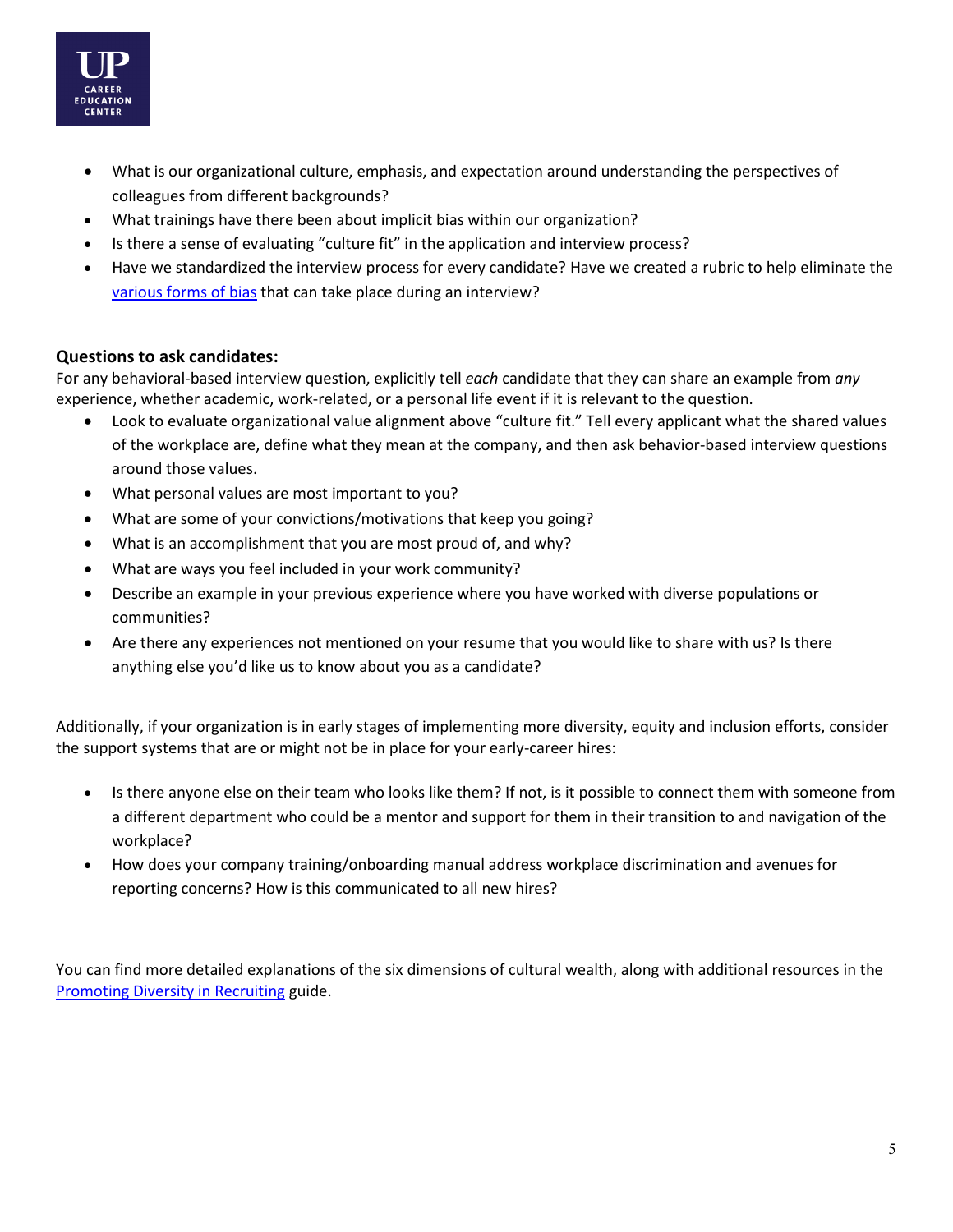- What is our organizational culture, emphasis, and expectation around understanding the perspectives of colleagues from different backgrounds?
- What trainings have there been about implicit bias within our organization?
- Is there a sense of evaluating "culture fit" in the application and interview process?
- Have we standardized the interview process for every candidate? Have we created a rubric to help eliminate the various forms of bias that can take place during an interview?

**Questions to ask candidates:**

For any behavioral-based interview question, explicitly tell *each* candidate that they can share an example from *any* experience, whether academic, work-related, or a personal life event if it is relevant to the question.

- Look to evaluate organizational value alignment above "culture fit." Tell every applicant what the shared values of the workplace are, define what they mean at the company, and then ask behavior-based interview questions around those values.
- What personal values are most important to you?
- What are some of your convictions/motivations that keep you going?
- What is an accomplishment that you are most proud of, and why?
- What are ways you feel included in your work community?
- Describe an example in your previous experience where you have worked with diverse populations or communities?
- Are there any experiences not mentioned on your resume that you would like to share with us? Is there anything else you'd like us to know about you as a candidate?

Additionally, if your organization is in early stages of implementing more diversity, equity and inclusion efforts, consider the support systems that are or might not be in place for your early-career hires:

- Is there anyone else on their team who looks like them? If not, is it possible to connect them with someone from a different department who could be a mentor and support for them in their transition to and navigation of the workplace?
- How does your company training/onboarding manual address workplace discrimination and avenues for reporting concerns? How is this communicated to all new hires?

You can find more detailed explanations of the six dimensions of cultural wealth, along with additional resources in the Promoting Diversity in Recruiting guide.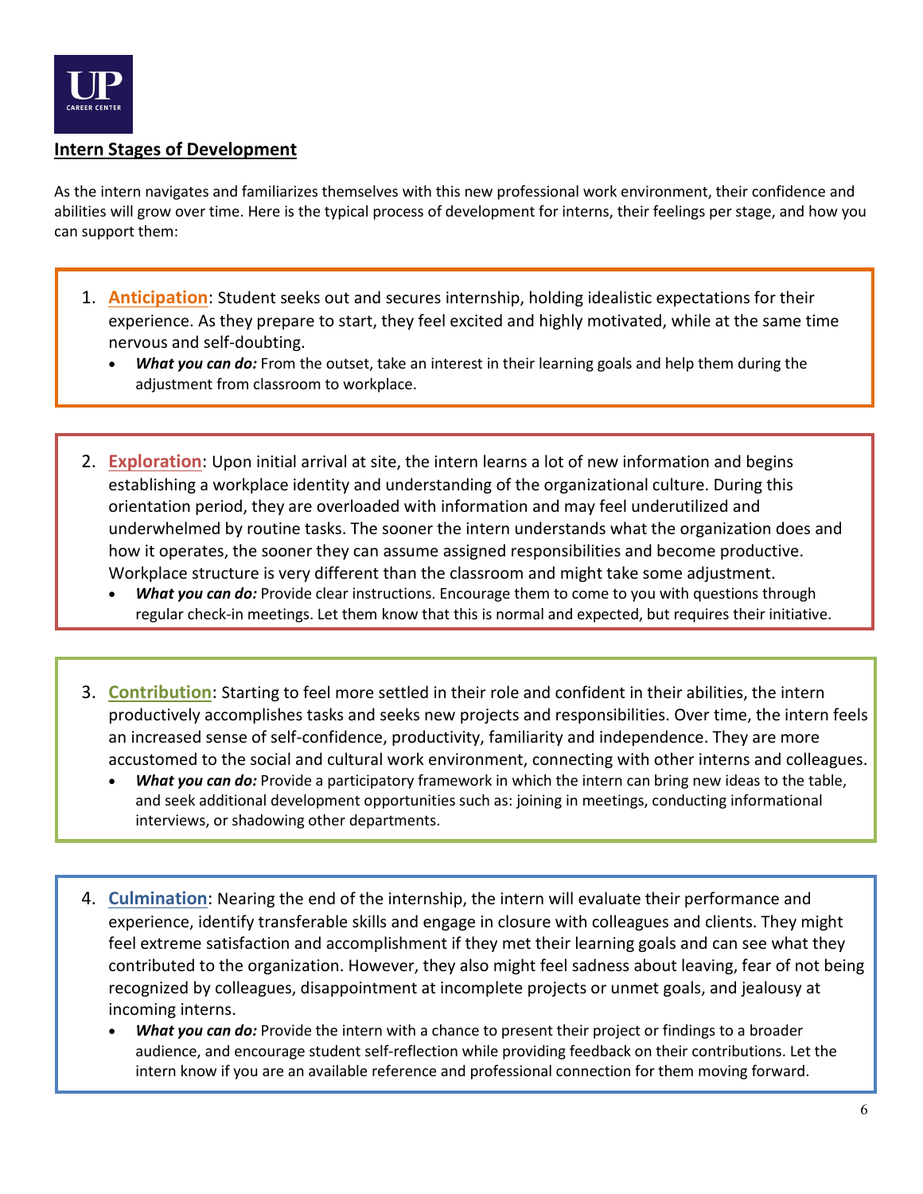## Intern Stages of Development

As the intern navigates and familiarizes themselves with this new professional work environment, their confidence and abilities will grow over time. Here is the typical process of development for interns, their feelings per stage, and how you can support them:

1. **Anticipation**: Student seeks out and secures internship, holding idealistic expectations for their experience. As they prepare to start, they feel excited and highly motivated, while at the same time nervous and self-doubting.
   - ***What you can do:*** From the outset, take an interest in their learning goals and help them during the adjustment from classroom to workplace.

2. **Exploration**: Upon initial arrival at site, the intern learns a lot of new information and begins establishing a workplace identity and understanding of the organizational culture. During this orientation period, they are overloaded with information and may feel underutilized and underwhelmed by routine tasks. The sooner the intern understands what the organization does and how it operates, the sooner they can assume assigned responsibilities and become productive. Workplace structure is very different than the classroom and might take some adjustment.
   - ***What you can do:*** Provide clear instructions. Encourage them to come to you with questions through regular check-in meetings. Let them know that this is normal and expected, but requires their initiative.

3. **Contribution**: Starting to feel more settled in their role and confident in their abilities, the intern productively accomplishes tasks and seeks new projects and responsibilities. Over time, the intern feels an increased sense of self-confidence, productivity, familiarity and independence. They are more accustomed to the social and cultural work environment, connecting with other interns and colleagues.
   - ***What you can do:*** Provide a participatory framework in which the intern can bring new ideas to the table, and seek additional development opportunities such as: joining in meetings, conducting informational interviews, or shadowing other departments.

4. **Culmination**: Nearing the end of the internship, the intern will evaluate their performance and experience, identify transferable skills and engage in closure with colleagues and clients. They might feel extreme satisfaction and accomplishment if they met their learning goals and can see what they contributed to the organization. However, they also might feel sadness about leaving, fear of not being recognized by colleagues, disappointment at incomplete projects or unmet goals, and jealousy at incoming interns.
   - ***What you can do:*** Provide the intern with a chance to present their project or findings to a broader audience, and encourage student self-reflection while providing feedback on their contributions. Let the intern know if you are an available reference and professional connection for them moving forward.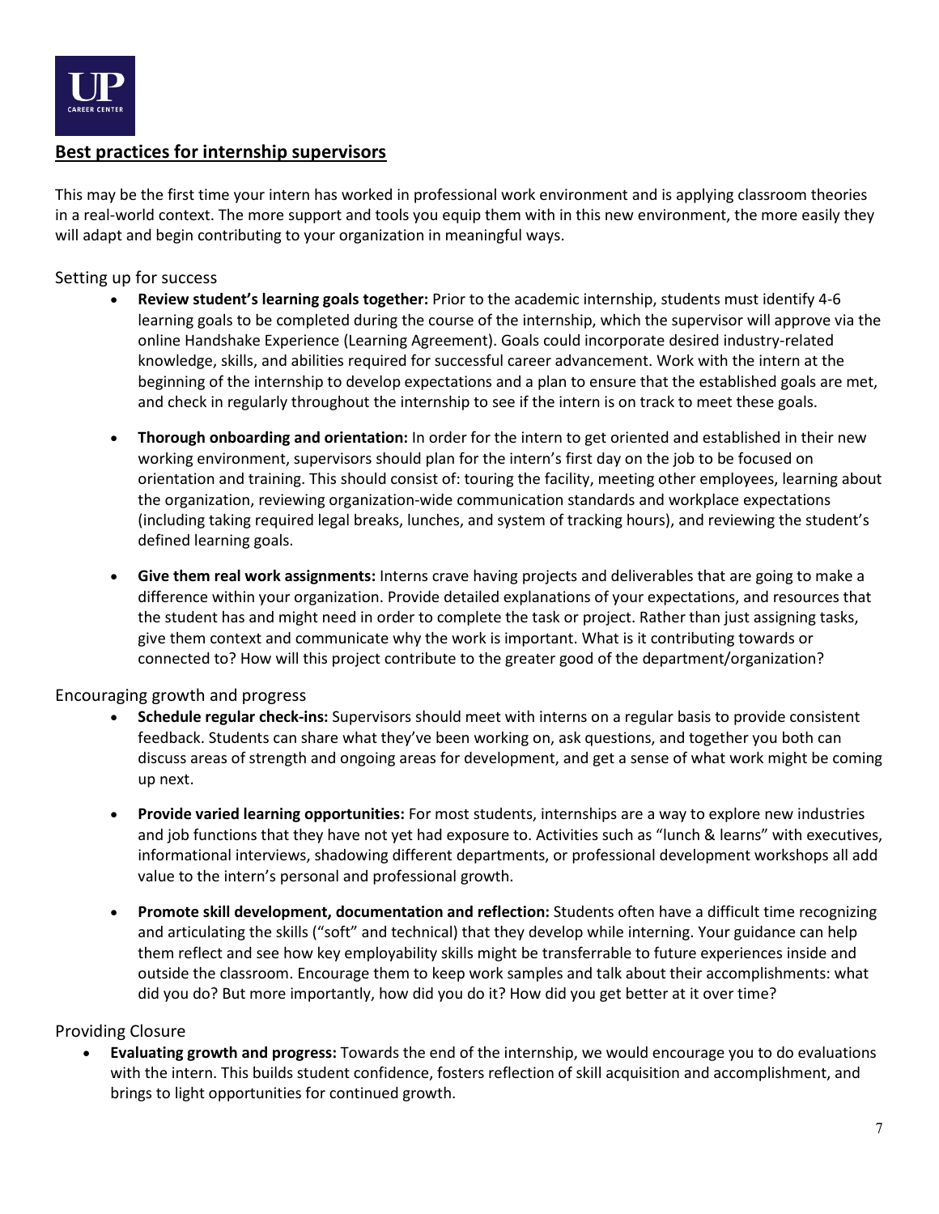## Best practices for internship supervisors

This may be the first time your intern has worked in professional work environment and is applying classroom theories in a real-world context. The more support and tools you equip them with in this new environment, the more easily they will adapt and begin contributing to your organization in meaningful ways.

### Setting up for success

- **Review student's learning goals together:** Prior to the academic internship, students must identify 4-6 learning goals to be completed during the course of the internship, which the supervisor will approve via the online Handshake Experience (Learning Agreement). Goals could incorporate desired industry-related knowledge, skills, and abilities required for successful career advancement. Work with the intern at the beginning of the internship to develop expectations and a plan to ensure that the established goals are met, and check in regularly throughout the internship to see if the intern is on track to meet these goals.

- **Thorough onboarding and orientation:** In order for the intern to get oriented and established in their new working environment, supervisors should plan for the intern's first day on the job to be focused on orientation and training. This should consist of: touring the facility, meeting other employees, learning about the organization, reviewing organization-wide communication standards and workplace expectations (including taking required legal breaks, lunches, and system of tracking hours), and reviewing the student's defined learning goals.

- **Give them real work assignments:** Interns crave having projects and deliverables that are going to make a difference within your organization. Provide detailed explanations of your expectations, and resources that the student has and might need in order to complete the task or project. Rather than just assigning tasks, give them context and communicate why the work is important. What is it contributing towards or connected to? How will this project contribute to the greater good of the department/organization?

### Encouraging growth and progress

- **Schedule regular check-ins:** Supervisors should meet with interns on a regular basis to provide consistent feedback. Students can share what they've been working on, ask questions, and together you both can discuss areas of strength and ongoing areas for development, and get a sense of what work might be coming up next.

- **Provide varied learning opportunities:** For most students, internships are a way to explore new industries and job functions that they have not yet had exposure to. Activities such as "lunch & learns" with executives, informational interviews, shadowing different departments, or professional development workshops all add value to the intern's personal and professional growth.

- **Promote skill development, documentation and reflection:** Students often have a difficult time recognizing and articulating the skills ("soft" and technical) that they develop while interning. Your guidance can help them reflect and see how key employability skills might be transferrable to future experiences inside and outside the classroom. Encourage them to keep work samples and talk about their accomplishments: what did you do? But more importantly, how did you do it? How did you get better at it over time?

### Providing Closure

- **Evaluating growth and progress:** Towards the end of the internship, we would encourage you to do evaluations with the intern. This builds student confidence, fosters reflection of skill acquisition and accomplishment, and brings to light opportunities for continued growth.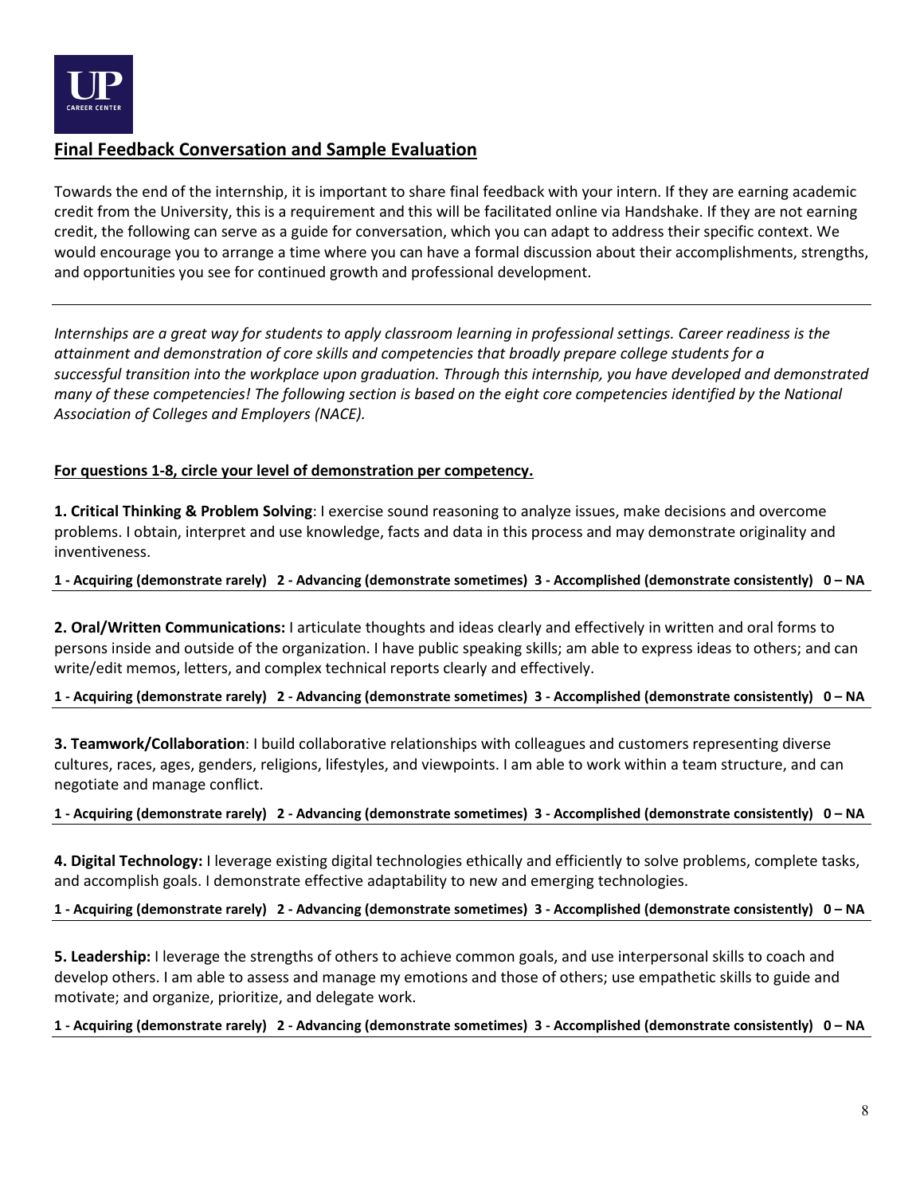UP
CAREER CENTER

## Final Feedback Conversation and Sample Evaluation

Towards the end of the internship, it is important to share final feedback with your intern. If they are earning academic credit from the University, this is a requirement and this will be facilitated online via Handshake. If they are not earning credit, the following can serve as a guide for conversation, which you can adapt to address their specific context. We would encourage you to arrange a time where you can have a formal discussion about their accomplishments, strengths, and opportunities you see for continued growth and professional development.

---

*Internships are a great way for students to apply classroom learning in professional settings. Career readiness is the attainment and demonstration of core skills and competencies that broadly prepare college students for a successful transition into the workplace upon graduation. Through this internship, you have developed and demonstrated many of these competencies! The following section is based on the eight core competencies identified by the National Association of Colleges and Employers (NACE).*

**For questions 1-8, circle your level of demonstration per competency.**

**1. Critical Thinking & Problem Solving**: I exercise sound reasoning to analyze issues, make decisions and overcome problems. I obtain, interpret and use knowledge, facts and data in this process and may demonstrate originality and inventiveness.

**1 - Acquiring (demonstrate rarely) 2 - Advancing (demonstrate sometimes) 3 - Accomplished (demonstrate consistently) 0 – NA**

---

**2. Oral/Written Communications:** I articulate thoughts and ideas clearly and effectively in written and oral forms to persons inside and outside of the organization. I have public speaking skills; am able to express ideas to others; and can write/edit memos, letters, and complex technical reports clearly and effectively.

**1 - Acquiring (demonstrate rarely) 2 - Advancing (demonstrate sometimes) 3 - Accomplished (demonstrate consistently) 0 – NA**

---

**3. Teamwork/Collaboration**: I build collaborative relationships with colleagues and customers representing diverse cultures, races, ages, genders, religions, lifestyles, and viewpoints. I am able to work within a team structure, and can negotiate and manage conflict.

**1 - Acquiring (demonstrate rarely) 2 - Advancing (demonstrate sometimes) 3 - Accomplished (demonstrate consistently) 0 – NA**

---

**4. Digital Technology:** I leverage existing digital technologies ethically and efficiently to solve problems, complete tasks, and accomplish goals. I demonstrate effective adaptability to new and emerging technologies.

**1 - Acquiring (demonstrate rarely) 2 - Advancing (demonstrate sometimes) 3 - Accomplished (demonstrate consistently) 0 – NA**

---

**5. Leadership:** I leverage the strengths of others to achieve common goals, and use interpersonal skills to coach and develop others. I am able to assess and manage my emotions and those of others; use empathetic skills to guide and motivate; and organize, prioritize, and delegate work.

**1 - Acquiring (demonstrate rarely) 2 - Advancing (demonstrate sometimes) 3 - Accomplished (demonstrate consistently) 0 – NA**

---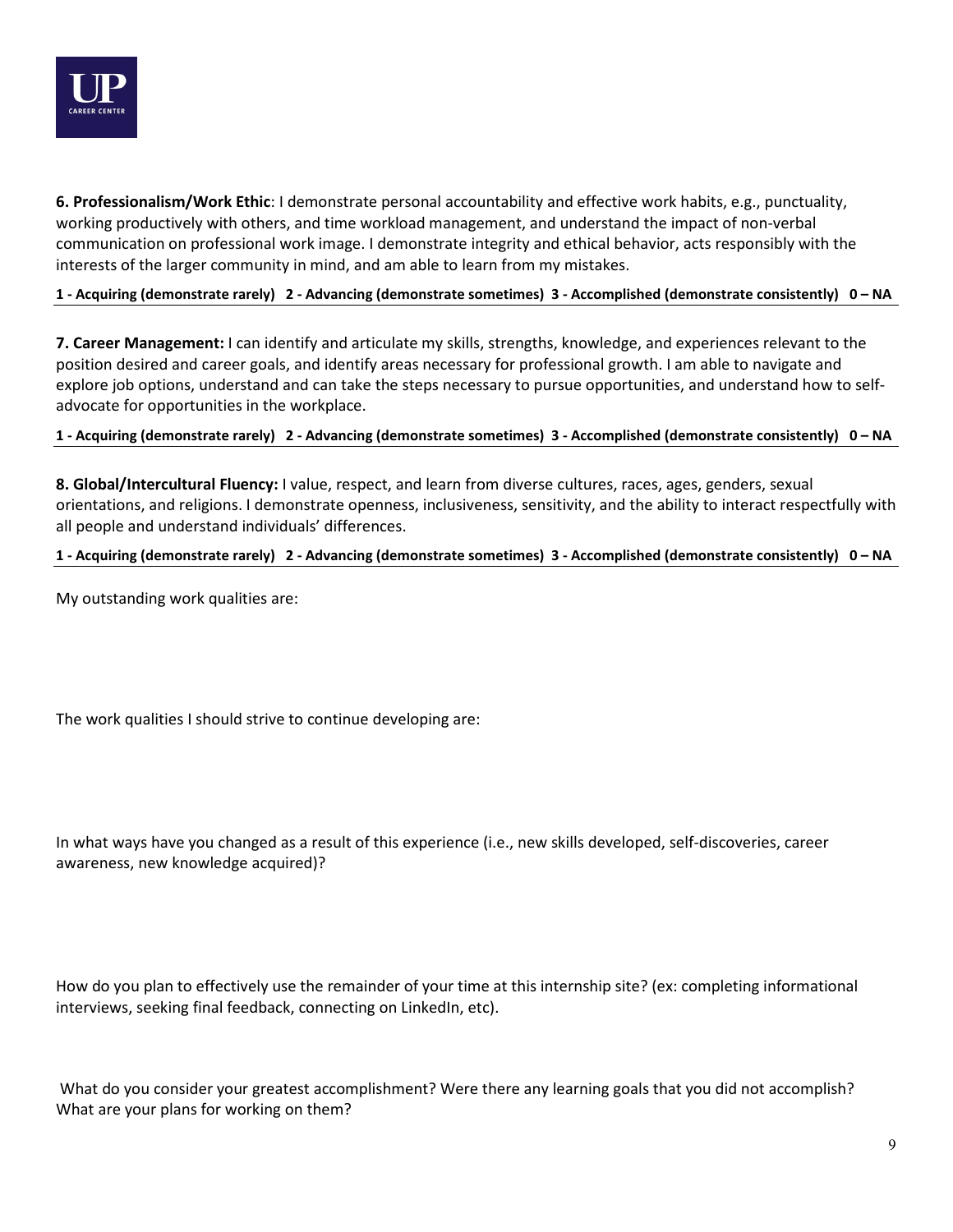**6. Professionalism/Work Ethic**: I demonstrate personal accountability and effective work habits, e.g., punctuality, working productively with others, and time workload management, and understand the impact of non-verbal communication on professional work image. I demonstrate integrity and ethical behavior, acts responsibly with the interests of the larger community in mind, and am able to learn from my mistakes.

**1 - Acquiring (demonstrate rarely)   2 - Advancing (demonstrate sometimes)   3 - Accomplished (demonstrate consistently)   0 – NA**

**7. Career Management:** I can identify and articulate my skills, strengths, knowledge, and experiences relevant to the position desired and career goals, and identify areas necessary for professional growth. I am able to navigate and explore job options, understand and can take the steps necessary to pursue opportunities, and understand how to self-advocate for opportunities in the workplace.

**1 - Acquiring (demonstrate rarely)   2 - Advancing (demonstrate sometimes)   3 - Accomplished (demonstrate consistently)   0 – NA**

**8. Global/Intercultural Fluency:** I value, respect, and learn from diverse cultures, races, ages, genders, sexual orientations, and religions. I demonstrate openness, inclusiveness, sensitivity, and the ability to interact respectfully with all people and understand individuals' differences.

**1 - Acquiring (demonstrate rarely)   2 - Advancing (demonstrate sometimes)   3 - Accomplished (demonstrate consistently)   0 – NA**

My outstanding work qualities are:

The work qualities I should strive to continue developing are:

In what ways have you changed as a result of this experience (i.e., new skills developed, self-discoveries, career awareness, new knowledge acquired)?

How do you plan to effectively use the remainder of your time at this internship site? (ex: completing informational interviews, seeking final feedback, connecting on LinkedIn, etc).

What do you consider your greatest accomplishment? Were there any learning goals that you did not accomplish? What are your plans for working on them?